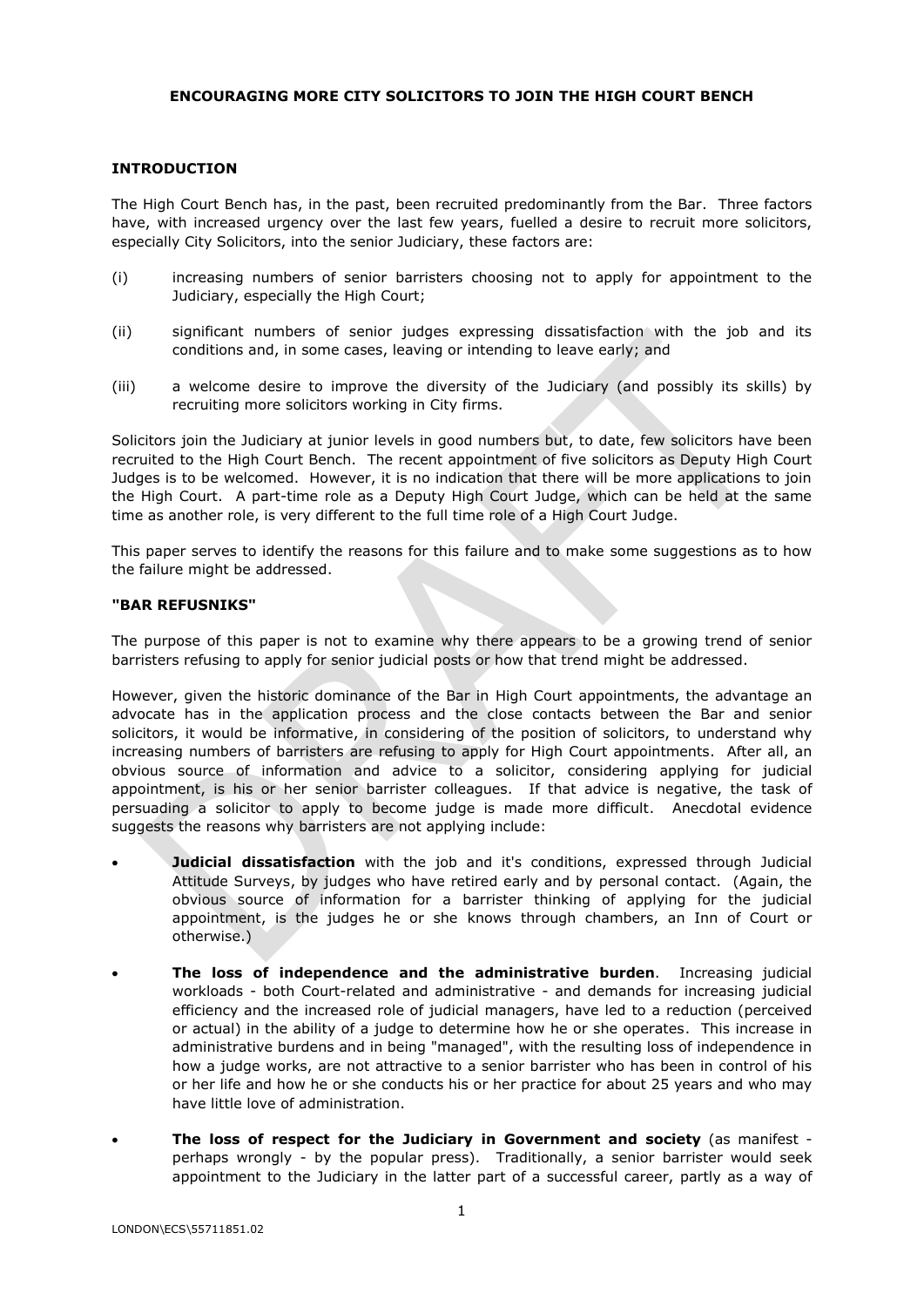**ENCOURAGING MORE CITY SOLICITORS TO JOIN THE HIGH COURT BENCH**

**INTRODUCTION**

The High Court Bench has, in the past, been recruited predominantly from the Bar. Three factors have, with increased urgency over the last few years, fuelled a desire to recruit more solicitors, especially City Solicitors, into the senior Judiciary, these factors are:

(i) increasing numbers of senior barristers choosing not to apply for appointment to the Judiciary, especially the High Court;

(ii) significant numbers of senior judges expressing dissatisfaction with the job and its conditions and, in some cases, leaving or intending to leave early; and

(iii) a welcome desire to improve the diversity of the Judiciary (and possibly its skills) by recruiting more solicitors working in City firms.

Solicitors join the Judiciary at junior levels in good numbers but, to date, few solicitors have been recruited to the High Court Bench. The recent appointment of five solicitors as Deputy High Court Judges is to be welcomed. However, it is no indication that there will be more applications to join the High Court. A part-time role as a Deputy High Court Judge, which can be held at the same time as another role, is very different to the full time role of a High Court Judge.

This paper serves to identify the reasons for this failure and to make some suggestions as to how the failure might be addressed.

**"BAR REFUSNIKS"**

The purpose of this paper is not to examine why there appears to be a growing trend of senior barristers refusing to apply for senior judicial posts or how that trend might be addressed.

However, given the historic dominance of the Bar in High Court appointments, the advantage an advocate has in the application process and the close contacts between the Bar and senior solicitors, it would be informative, in considering of the position of solicitors, to understand why increasing numbers of barristers are refusing to apply for High Court appointments. After all, an obvious source of information and advice to a solicitor, considering applying for judicial appointment, is his or her senior barrister colleagues. If that advice is negative, the task of persuading a solicitor to apply to become judge is made more difficult. Anecdotal evidence suggests the reasons why barristers are not applying include:

- **Judicial dissatisfaction** with the job and it's conditions, expressed through Judicial Attitude Surveys, by judges who have retired early and by personal contact. (Again, the obvious source of information for a barrister thinking of applying for the judicial appointment, is the judges he or she knows through chambers, an Inn of Court or otherwise.)

- **The loss of independence and the administrative burden**. Increasing judicial workloads - both Court-related and administrative - and demands for increasing judicial efficiency and the increased role of judicial managers, have led to a reduction (perceived or actual) in the ability of a judge to determine how he or she operates. This increase in administrative burdens and in being "managed", with the resulting loss of independence in how a judge works, are not attractive to a senior barrister who has been in control of his or her life and how he or she conducts his or her practice for about 25 years and who may have little love of administration.

- **The loss of respect for the Judiciary in Government and society** (as manifest - perhaps wrongly - by the popular press). Traditionally, a senior barrister would seek appointment to the Judiciary in the latter part of a successful career, partly as a way of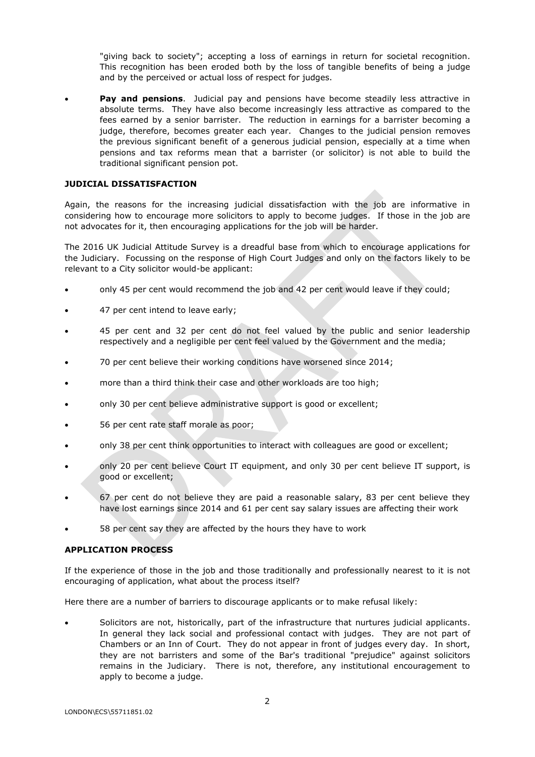"giving back to society"; accepting a loss of earnings in return for societal recognition. This recognition has been eroded both by the loss of tangible benefits of being a judge and by the perceived or actual loss of respect for judges.

- **Pay and pensions**. Judicial pay and pensions have become steadily less attractive in absolute terms. They have also become increasingly less attractive as compared to the fees earned by a senior barrister. The reduction in earnings for a barrister becoming a judge, therefore, becomes greater each year. Changes to the judicial pension removes the previous significant benefit of a generous judicial pension, especially at a time when pensions and tax reforms mean that a barrister (or solicitor) is not able to build the traditional significant pension pot.

**JUDICIAL DISSATISFACTION**

Again, the reasons for the increasing judicial dissatisfaction with the job are informative in considering how to encourage more solicitors to apply to become judges. If those in the job are not advocates for it, then encouraging applications for the job will be harder.

The 2016 UK Judicial Attitude Survey is a dreadful base from which to encourage applications for the Judiciary. Focussing on the response of High Court Judges and only on the factors likely to be relevant to a City solicitor would-be applicant:

- only 45 per cent would recommend the job and 42 per cent would leave if they could;
- 47 per cent intend to leave early;
- 45 per cent and 32 per cent do not feel valued by the public and senior leadership respectively and a negligible per cent feel valued by the Government and the media;
- 70 per cent believe their working conditions have worsened since 2014;
- more than a third think their case and other workloads are too high;
- only 30 per cent believe administrative support is good or excellent;
- 56 per cent rate staff morale as poor;
- only 38 per cent think opportunities to interact with colleagues are good or excellent;
- only 20 per cent believe Court IT equipment, and only 30 per cent believe IT support, is good or excellent;
- 67 per cent do not believe they are paid a reasonable salary, 83 per cent believe they have lost earnings since 2014 and 61 per cent say salary issues are affecting their work
- 58 per cent say they are affected by the hours they have to work

**APPLICATION PROCESS**

If the experience of those in the job and those traditionally and professionally nearest to it is not encouraging of application, what about the process itself?

Here there are a number of barriers to discourage applicants or to make refusal likely:

- Solicitors are not, historically, part of the infrastructure that nurtures judicial applicants. In general they lack social and professional contact with judges. They are not part of Chambers or an Inn of Court. They do not appear in front of judges every day. In short, they are not barristers and some of the Bar's traditional "prejudice" against solicitors remains in the Judiciary. There is not, therefore, any institutional encouragement to apply to become a judge.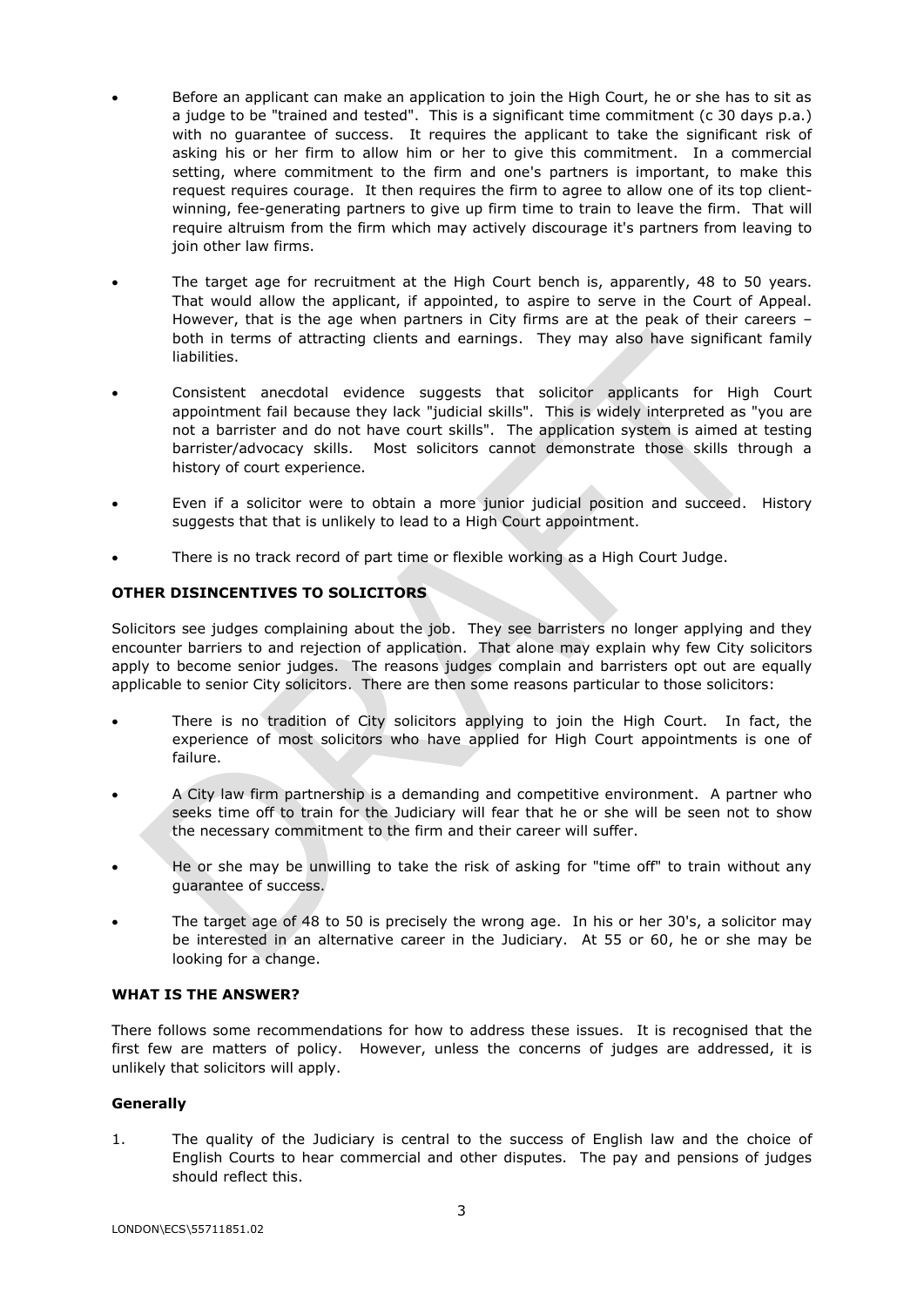- Before an applicant can make an application to join the High Court, he or she has to sit as a judge to be "trained and tested". This is a significant time commitment (c 30 days p.a.) with no guarantee of success. It requires the applicant to take the significant risk of asking his or her firm to allow him or her to give this commitment. In a commercial setting, where commitment to the firm and one's partners is important, to make this request requires courage. It then requires the firm to agree to allow one of its top client-winning, fee-generating partners to give up firm time to train to leave the firm. That will require altruism from the firm which may actively discourage it's partners from leaving to join other law firms.

- The target age for recruitment at the High Court bench is, apparently, 48 to 50 years. That would allow the applicant, if appointed, to aspire to serve in the Court of Appeal. However, that is the age when partners in City firms are at the peak of their careers – both in terms of attracting clients and earnings. They may also have significant family liabilities.

- Consistent anecdotal evidence suggests that solicitor applicants for High Court appointment fail because they lack "judicial skills". This is widely interpreted as "you are not a barrister and do not have court skills". The application system is aimed at testing barrister/advocacy skills. Most solicitors cannot demonstrate those skills through a history of court experience.

- Even if a solicitor were to obtain a more junior judicial position and succeed. History suggests that that is unlikely to lead to a High Court appointment.

- There is no track record of part time or flexible working as a High Court Judge.

**OTHER DISINCENTIVES TO SOLICITORS**

Solicitors see judges complaining about the job. They see barristers no longer applying and they encounter barriers to and rejection of application. That alone may explain why few City solicitors apply to become senior judges. The reasons judges complain and barristers opt out are equally applicable to senior City solicitors. There are then some reasons particular to those solicitors:

- There is no tradition of City solicitors applying to join the High Court. In fact, the experience of most solicitors who have applied for High Court appointments is one of failure.

- A City law firm partnership is a demanding and competitive environment. A partner who seeks time off to train for the Judiciary will fear that he or she will be seen not to show the necessary commitment to the firm and their career will suffer.

- He or she may be unwilling to take the risk of asking for "time off" to train without any guarantee of success.

- The target age of 48 to 50 is precisely the wrong age. In his or her 30's, a solicitor may be interested in an alternative career in the Judiciary. At 55 or 60, he or she may be looking for a change.

**WHAT IS THE ANSWER?**

There follows some recommendations for how to address these issues. It is recognised that the first few are matters of policy. However, unless the concerns of judges are addressed, it is unlikely that solicitors will apply.

**Generally**

1. The quality of the Judiciary is central to the success of English law and the choice of English Courts to hear commercial and other disputes. The pay and pensions of judges should reflect this.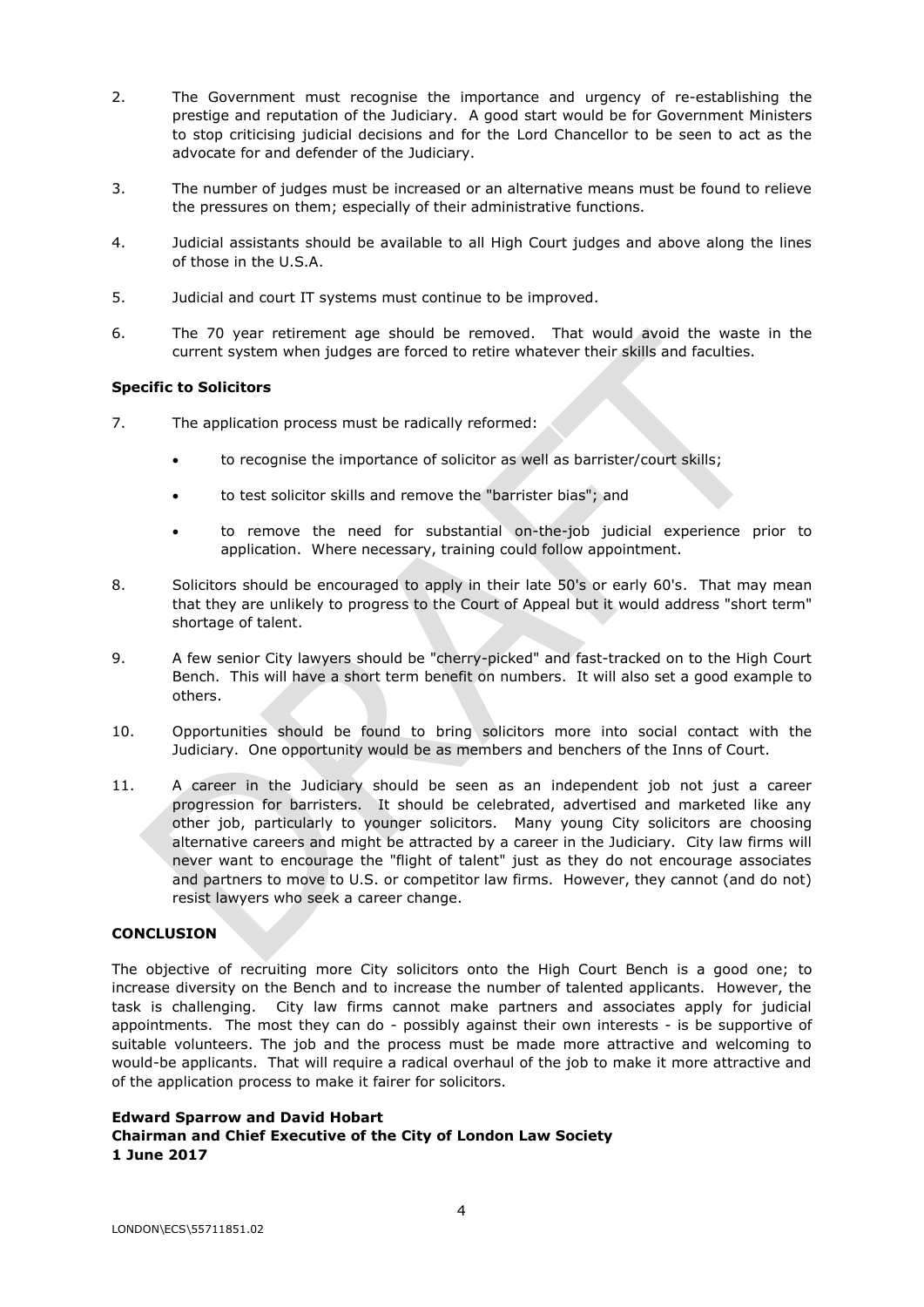2. The Government must recognise the importance and urgency of re-establishing the prestige and reputation of the Judiciary. A good start would be for Government Ministers to stop criticising judicial decisions and for the Lord Chancellor to be seen to act as the advocate for and defender of the Judiciary.

3. The number of judges must be increased or an alternative means must be found to relieve the pressures on them; especially of their administrative functions.

4. Judicial assistants should be available to all High Court judges and above along the lines of those in the U.S.A.

5. Judicial and court IT systems must continue to be improved.

6. The 70 year retirement age should be removed. That would avoid the waste in the current system when judges are forced to retire whatever their skills and faculties.

**Specific to Solicitors**

7. The application process must be radically reformed:

   - to recognise the importance of solicitor as well as barrister/court skills;
   - to test solicitor skills and remove the "barrister bias"; and
   - to remove the need for substantial on-the-job judicial experience prior to application. Where necessary, training could follow appointment.

8. Solicitors should be encouraged to apply in their late 50's or early 60's. That may mean that they are unlikely to progress to the Court of Appeal but it would address "short term" shortage of talent.

9. A few senior City lawyers should be "cherry-picked" and fast-tracked on to the High Court Bench. This will have a short term benefit on numbers. It will also set a good example to others.

10. Opportunities should be found to bring solicitors more into social contact with the Judiciary. One opportunity would be as members and benchers of the Inns of Court.

11. A career in the Judiciary should be seen as an independent job not just a career progression for barristers. It should be celebrated, advertised and marketed like any other job, particularly to younger solicitors. Many young City solicitors are choosing alternative careers and might be attracted by a career in the Judiciary. City law firms will never want to encourage the "flight of talent" just as they do not encourage associates and partners to move to U.S. or competitor law firms. However, they cannot (and do not) resist lawyers who seek a career change.

**CONCLUSION**

The objective of recruiting more City solicitors onto the High Court Bench is a good one; to increase diversity on the Bench and to increase the number of talented applicants. However, the task is challenging. City law firms cannot make partners and associates apply for judicial appointments. The most they can do - possibly against their own interests - is be supportive of suitable volunteers. The job and the process must be made more attractive and welcoming to would-be applicants. That will require a radical overhaul of the job to make it more attractive and of the application process to make it fairer for solicitors.

**Edward Sparrow and David Hobart**
**Chairman and Chief Executive of the City of London Law Society**
**1 June 2017**